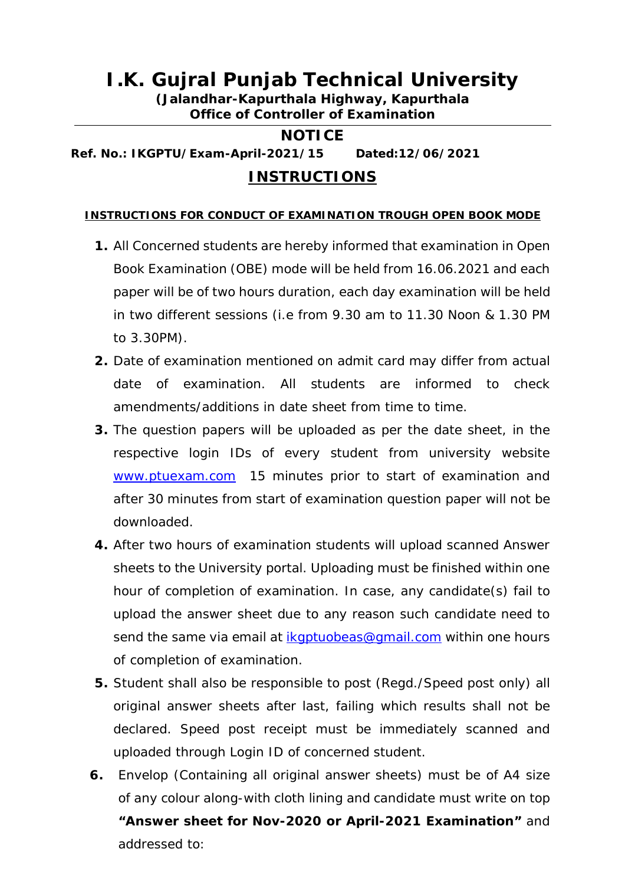# I.K. Gujral Punjab Technical University

**(Jalandhar-Kapurthala Highway, Kapurthala**
**Office of Controller of Examination**

---

## NOTICE

**Ref. No.: IKGPTU/Exam-April-2021/15     Dated:12/06/2021**

## INSTRUCTIONS

**INSTRUCTIONS FOR CONDUCT OF EXAMINATION TROUGH OPEN BOOK MODE**

1. All Concerned students are hereby informed that examination in Open Book Examination (OBE) mode will be held from 16.06.2021 and each paper will be of two hours duration, each day examination will be held in two different sessions (i.e from 9.30 am to 11.30 Noon & 1.30 PM to 3.30PM).
2. Date of examination mentioned on admit card may differ from actual date of examination. All students are informed to check amendments/additions in date sheet from time to time.
3. The question papers will be uploaded as per the date sheet, in the respective login IDs of every student from university website www.ptuexam.com 15 minutes prior to start of examination and after 30 minutes from start of examination question paper will not be downloaded.
4. After two hours of examination students will upload scanned Answer sheets to the University portal. Uploading must be finished within one hour of completion of examination. In case, any candidate(s) fail to upload the answer sheet due to any reason such candidate need to send the same via email at ikgptuobeas@gmail.com within one hours of completion of examination.
5. Student shall also be responsible to post (Regd./Speed post only) all original answer sheets after last, failing which results shall not be declared. Speed post receipt must be immediately scanned and uploaded through Login ID of concerned student.
6. Envelop (Containing all original answer sheets) must be of A4 size of any colour along-with cloth lining and candidate must write on top **"Answer sheet for Nov-2020 or April-2021 Examination"** and addressed to: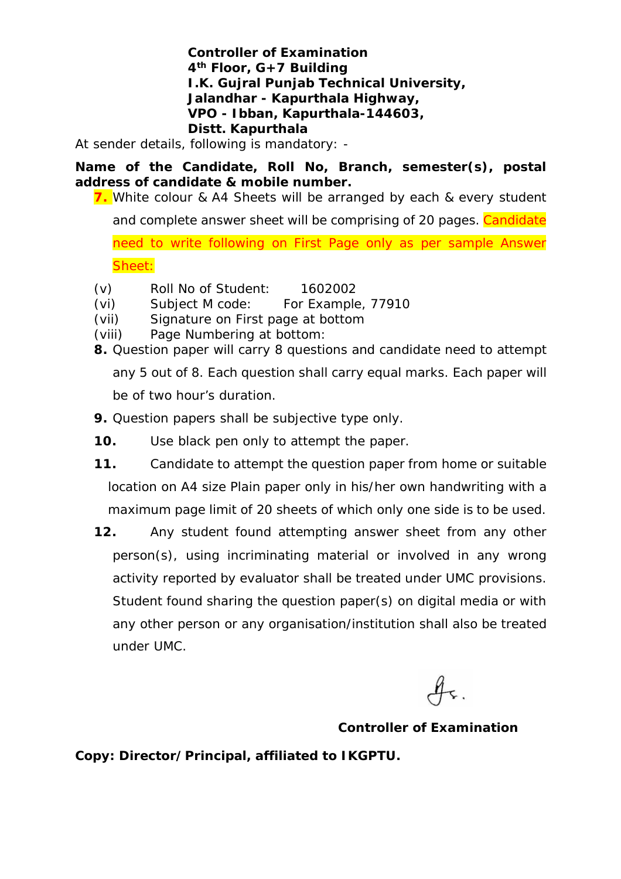**Controller of Examination**
**4th Floor, G+7 Building**
**I.K. Gujral Punjab Technical University,**
**Jalandhar - Kapurthala Highway,**
**VPO - Ibban, Kapurthala-144603,**
**Distt. Kapurthala**

At sender details, following is mandatory: -

**Name of the Candidate, Roll No, Branch, semester(s), postal address of candidate & mobile number.**

**7.** White colour & A4 Sheets will be arranged by each & every student and complete answer sheet will be comprising of 20 pages. Candidate need to write following on First Page only as per sample Answer Sheet:

(v) Roll No of Student: 1602002
(vi) Subject M code: For Example, 77910
(vii) Signature on First page at bottom
(viii) Page Numbering at bottom:

**8.** Question paper will carry 8 questions and candidate need to attempt any 5 out of 8. Each question shall carry equal marks. Each paper will be of two hour's duration.

**9.** Question papers shall be subjective type only.

**10.** Use black pen only to attempt the paper.

**11.** Candidate to attempt the question paper from home or suitable location on A4 size Plain paper only in his/her own handwriting with a maximum page limit of 20 sheets of which only one side is to be used.

**12.** Any student found attempting answer sheet from any other person(s), using incriminating material or involved in any wrong activity reported by evaluator shall be treated under UMC provisions. Student found sharing the question paper(s) on digital media or with any other person or any organisation/institution shall also be treated under UMC.

**Controller of Examination**

**Copy: Director/Principal, affiliated to IKGPTU.**